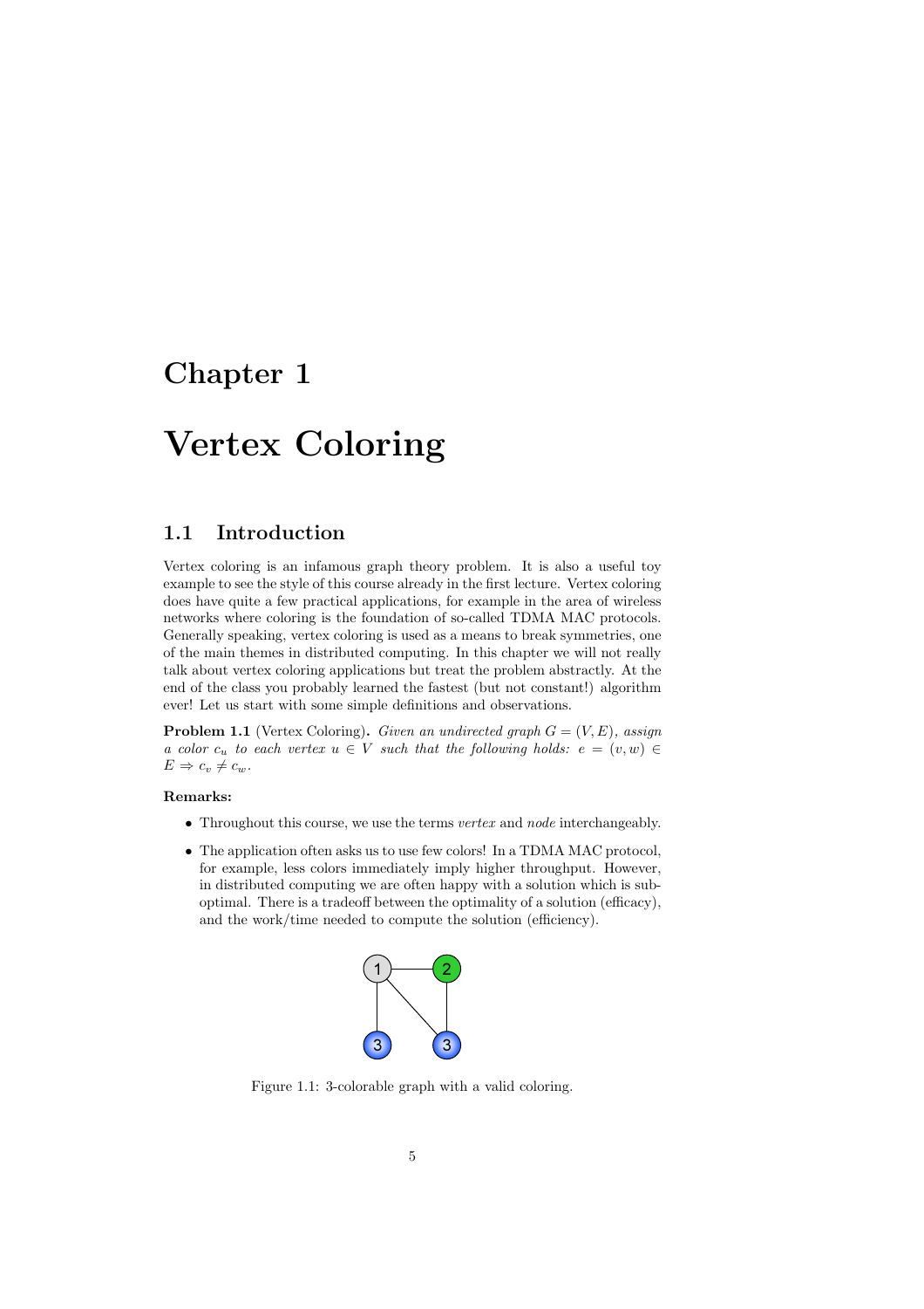# Chapter 1

# Vertex Coloring

## 1.1 Introduction

Vertex coloring is an infamous graph theory problem. It is also a useful toy example to see the style of this course already in the first lecture. Vertex coloring does have quite a few practical applications, for example in the area of wireless networks where coloring is the foundation of so-called TDMA MAC protocols. Generally speaking, vertex coloring is used as a means to break symmetries, one of the main themes in distributed computing. In this chapter we will not really talk about vertex coloring applications but treat the problem abstractly. At the end of the class you probably learned the fastest (but not constant!) algorithm ever! Let us start with some simple definitions and observations.

**Problem 1.1** (Vertex Coloring)**.** *Given an undirected graph $G = (V, E)$, assign a color $c_u$ to each vertex $u \in V$ such that the following holds: $e = (v, w) \in E \Rightarrow c_v \neq c_w$.*

**Remarks:**

- Throughout this course, we use the terms *vertex* and *node* interchangeably.
- The application often asks us to use few colors! In a TDMA MAC protocol, for example, less colors immediately imply higher throughput. However, in distributed computing we are often happy with a solution which is suboptimal. There is a tradeoff between the optimality of a solution (efficacy), and the work/time needed to compute the solution (efficiency).

Figure 1.1: 3-colorable graph with a valid coloring.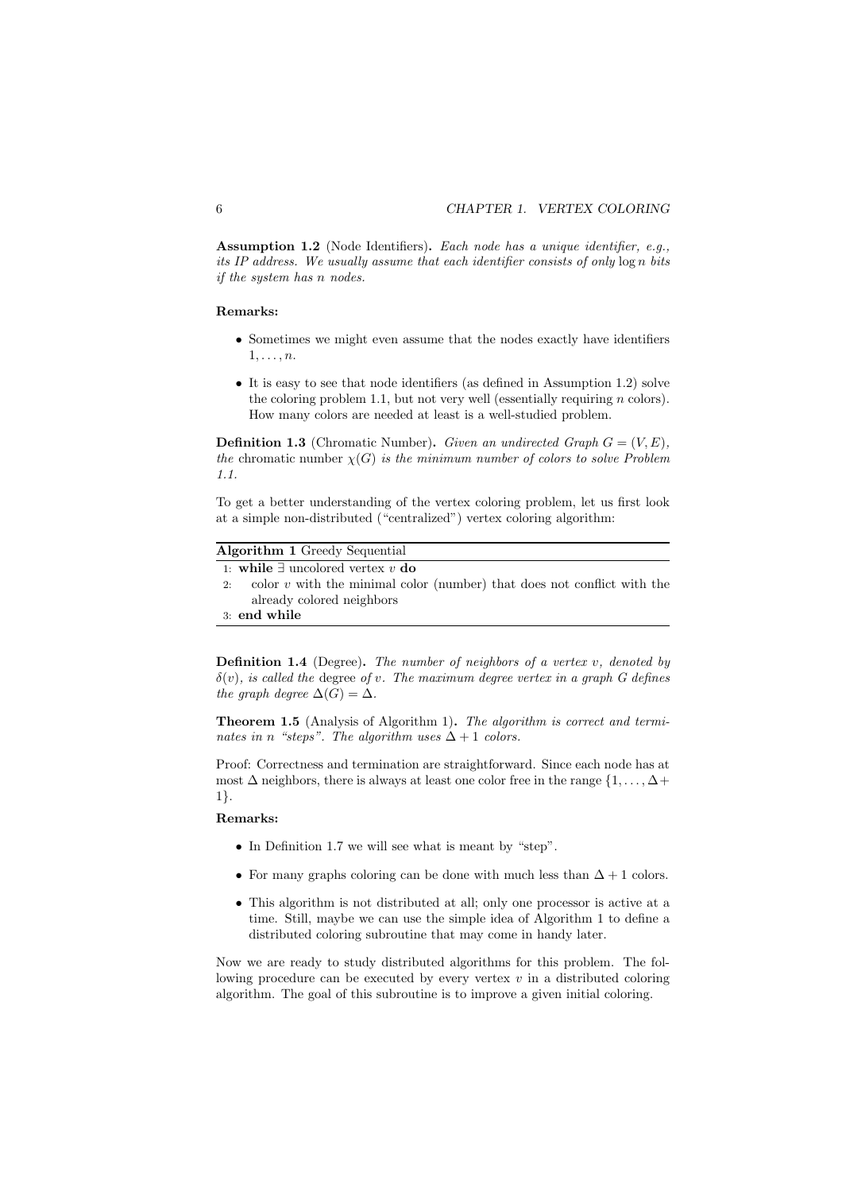**Assumption 1.2** (Node Identifiers)**.** *Each node has a unique identifier, e.g., its IP address. We usually assume that each identifier consists of only* $\log n$ *bits if the system has* $n$ *nodes.*

**Remarks:**

- Sometimes we might even assume that the nodes exactly have identifiers $1, \ldots, n$.
- It is easy to see that node identifiers (as defined in Assumption 1.2) solve the coloring problem 1.1, but not very well (essentially requiring $n$ colors). How many colors are needed at least is a well-studied problem.

**Definition 1.3** (Chromatic Number)**.** *Given an undirected Graph* $G = (V, E)$*, the* chromatic number $\chi(G)$ *is the minimum number of colors to solve Problem 1.1.*

To get a better understanding of the vertex coloring problem, let us first look at a simple non-distributed ("centralized") vertex coloring algorithm:

**Algorithm 1** Greedy Sequential

```
1: while ∃ uncolored vertex v do
2:   color v with the minimal color (number) that does not conflict with the
     already colored neighbors
3: end while
```

**Definition 1.4** (Degree)**.** *The number of neighbors of a vertex* $v$*, denoted by* $\delta(v)$*, is called the* degree *of* $v$*. The maximum degree vertex in a graph* $G$ *defines the graph degree* $\Delta(G) = \Delta$*.*

**Theorem 1.5** (Analysis of Algorithm 1)**.** *The algorithm is correct and terminates in* $n$ *"steps". The algorithm uses* $\Delta + 1$ *colors.*

Proof: Correctness and termination are straightforward. Since each node has at most $\Delta$ neighbors, there is always at least one color free in the range $\{1, \ldots, \Delta + 1\}$.

**Remarks:**

- In Definition 1.7 we will see what is meant by "step".
- For many graphs coloring can be done with much less than $\Delta + 1$ colors.
- This algorithm is not distributed at all; only one processor is active at a time. Still, maybe we can use the simple idea of Algorithm 1 to define a distributed coloring subroutine that may come in handy later.

Now we are ready to study distributed algorithms for this problem. The following procedure can be executed by every vertex $v$ in a distributed coloring algorithm. The goal of this subroutine is to improve a given initial coloring.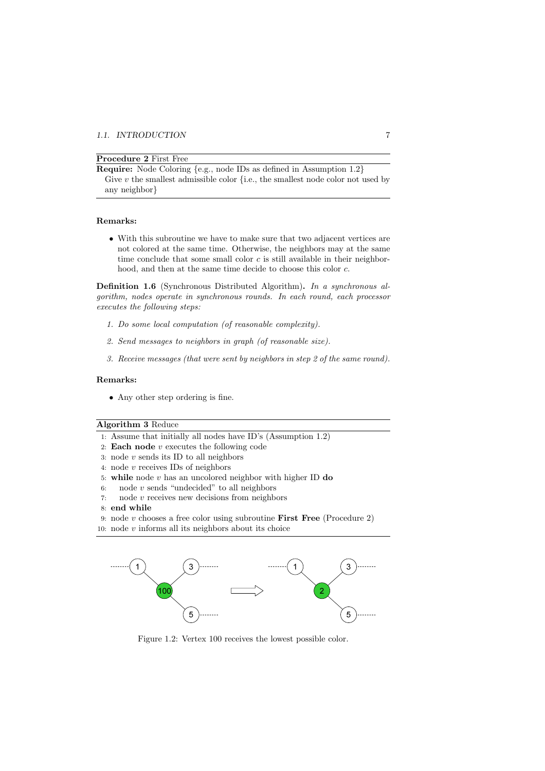**Procedure 2** First Free

**Require:** Node Coloring {e.g., node IDs as defined in Assumption 1.2}

Give $v$ the smallest admissible color {i.e., the smallest node color not used by any neighbor}

**Remarks:**

- With this subroutine we have to make sure that two adjacent vertices are not colored at the same time. Otherwise, the neighbors may at the same time conclude that some small color $c$ is still available in their neighborhood, and then at the same time decide to choose this color $c$.

**Definition 1.6** (Synchronous Distributed Algorithm)**.** *In a synchronous algorithm, nodes operate in synchronous rounds. In each round, each processor executes the following steps:*

1. *Do some local computation (of reasonable complexity).*
2. *Send messages to neighbors in graph (of reasonable size).*
3. *Receive messages (that were sent by neighbors in step 2 of the same round).*

**Remarks:**

- Any other step ordering is fine.

**Algorithm 3** Reduce

```
1: Assume that initially all nodes have ID's (Assumption 1.2)
2: Each node v executes the following code
3: node v sends its ID to all neighbors
4: node v receives IDs of neighbors
5: while node v has an uncolored neighbor with higher ID do
6:     node v sends "undecided" to all neighbors
7:     node v receives new decisions from neighbors
8: end while
9: node v chooses a free color using subroutine First Free (Procedure 2)
10: node v informs all its neighbors about its choice
```

Figure 1.2: Vertex 100 receives the lowest possible color.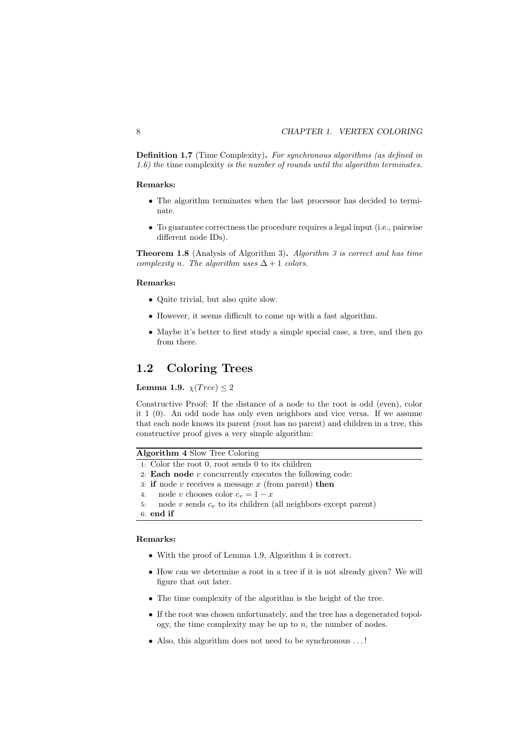**Definition 1.7** (Time Complexity)**.** *For synchronous algorithms (as defined in 1.6) the* time complexity *is the number of rounds until the algorithm terminates.*

**Remarks:**

- The algorithm terminates when the last processor has decided to terminate.
- To guarantee correctness the procedure requires a legal input (i.e., pairwise different node IDs).

**Theorem 1.8** (Analysis of Algorithm 3)**.** *Algorithm 3 is correct and has time complexity $n$. The algorithm uses $\Delta + 1$ colors.*

**Remarks:**

- Quite trivial, but also quite slow.
- However, it seems difficult to come up with a fast algorithm.
- Maybe it's better to first study a simple special case, a tree, and then go from there.

## 1.2 Coloring Trees

**Lemma 1.9.** $\chi(Tree) \leq 2$

Constructive Proof: If the distance of a node to the root is odd (even), color it 1 (0). An odd node has only even neighbors and vice versa. If we assume that each node knows its parent (root has no parent) and children in a tree, this constructive proof gives a very simple algorithm:

**Algorithm 4** Slow Tree Coloring

```
1: Color the root 0, root sends 0 to its children
2: Each node v concurrently executes the following code:
3: if node v receives a message x (from parent) then
4:    node v chooses color c_v = 1 − x
5:    node v sends c_v to its children (all neighbors except parent)
6: end if
```

**Remarks:**

- With the proof of Lemma 1.9, Algorithm 4 is correct.
- How can we determine a root in a tree if it is not already given? We will figure that out later.
- The time complexity of the algorithm is the height of the tree.
- If the root was chosen unfortunately, and the tree has a degenerated topology, the time complexity may be up to $n$, the number of nodes.
- Also, this algorithm does not need to be synchronous ...!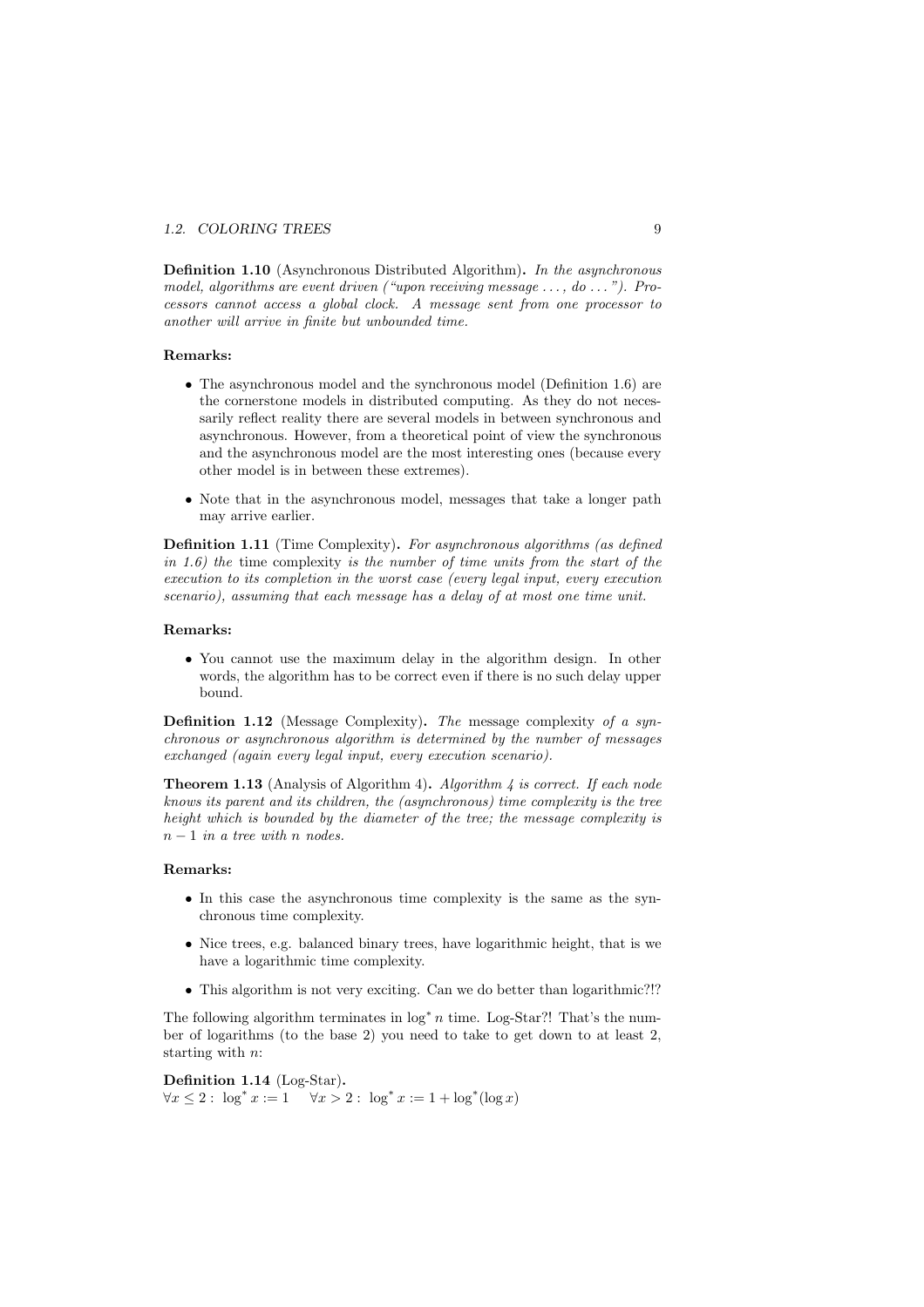**Definition 1.10** (Asynchronous Distributed Algorithm)**.** *In the asynchronous model, algorithms are event driven ("upon receiving message . . . , do . . . "). Processors cannot access a global clock. A message sent from one processor to another will arrive in finite but unbounded time.*

**Remarks:**

- The asynchronous model and the synchronous model (Definition 1.6) are the cornerstone models in distributed computing. As they do not necessarily reflect reality there are several models in between synchronous and asynchronous. However, from a theoretical point of view the synchronous and the asynchronous model are the most interesting ones (because every other model is in between these extremes).
- Note that in the asynchronous model, messages that take a longer path may arrive earlier.

**Definition 1.11** (Time Complexity)**.** *For asynchronous algorithms (as defined in 1.6) the* time complexity *is the number of time units from the start of the execution to its completion in the worst case (every legal input, every execution scenario), assuming that each message has a delay of at most one time unit.*

**Remarks:**

- You cannot use the maximum delay in the algorithm design. In other words, the algorithm has to be correct even if there is no such delay upper bound.

**Definition 1.12** (Message Complexity)**.** *The* message complexity *of a synchronous or asynchronous algorithm is determined by the number of messages exchanged (again every legal input, every execution scenario).*

**Theorem 1.13** (Analysis of Algorithm 4)**.** *Algorithm 4 is correct. If each node knows its parent and its children, the (asynchronous) time complexity is the tree height which is bounded by the diameter of the tree; the message complexity is $n - 1$ in a tree with $n$ nodes.*

**Remarks:**

- In this case the asynchronous time complexity is the same as the synchronous time complexity.
- Nice trees, e.g. balanced binary trees, have logarithmic height, that is we have a logarithmic time complexity.
- This algorithm is not very exciting. Can we do better than logarithmic?!?

The following algorithm terminates in $\log^* n$ time. Log-Star?! That's the number of logarithms (to the base 2) you need to take to get down to at least 2, starting with $n$:

**Definition 1.14** (Log-Star)**.**
$\forall x \leq 2 : \ \log^* x := 1 \quad \forall x > 2 : \ \log^* x := 1 + \log^*(\log x)$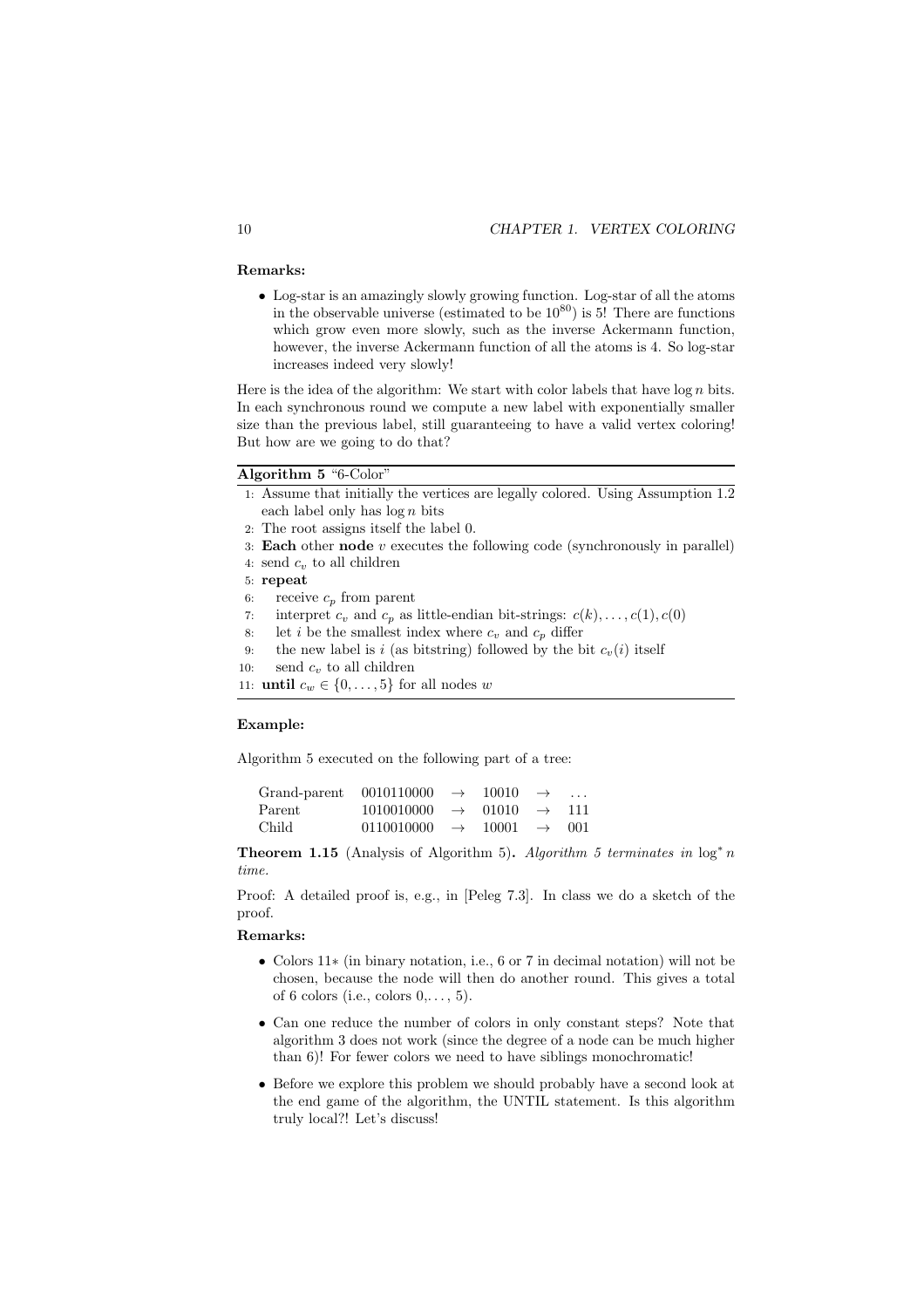**Remarks:**

- Log-star is an amazingly slowly growing function. Log-star of all the atoms in the observable universe (estimated to be $10^{80}$) is 5! There are functions which grow even more slowly, such as the inverse Ackermann function, however, the inverse Ackermann function of all the atoms is 4. So log-star increases indeed very slowly!

Here is the idea of the algorithm: We start with color labels that have $\log n$ bits. In each synchronous round we compute a new label with exponentially smaller size than the previous label, still guaranteeing to have a valid vertex coloring! But how are we going to do that?

**Algorithm 5** "6-Color"

```
1: Assume that initially the vertices are legally colored. Using Assumption 1.2
   each label only has log n bits
2: The root assigns itself the label 0.
3: Each other node v executes the following code (synchronously in parallel)
4: send c_v to all children
5: repeat
6:    receive c_p from parent
7:    interpret c_v and c_p as little-endian bit-strings: c(k), ..., c(1), c(0)
8:    let i be the smallest index where c_v and c_p differ
9:    the new label is i (as bitstring) followed by the bit c_v(i) itself
10:   send c_v to all children
11: until c_w ∈ {0, ..., 5} for all nodes w
```

**Example:**

Algorithm 5 executed on the following part of a tree:

| | | | | | |
|---|---|---|---|---|---|
| Grand-parent | 0010110000 | $\rightarrow$ | 10010 | $\rightarrow$ | ... |
| Parent | 1010010000 | $\rightarrow$ | 01010 | $\rightarrow$ | 111 |
| Child | 0110010000 | $\rightarrow$ | 10001 | $\rightarrow$ | 001 |

**Theorem 1.15** (Analysis of Algorithm 5)**.** *Algorithm 5 terminates in* $\log^* n$ *time.*

Proof: A detailed proof is, e.g., in [Peleg 7.3]. In class we do a sketch of the proof.

**Remarks:**

- Colors $11*$ (in binary notation, i.e., 6 or 7 in decimal notation) will not be chosen, because the node will then do another round. This gives a total of 6 colors (i.e., colors $0,\ldots, 5$).
- Can one reduce the number of colors in only constant steps? Note that algorithm 3 does not work (since the degree of a node can be much higher than 6)! For fewer colors we need to have siblings monochromatic!
- Before we explore this problem we should probably have a second look at the end game of the algorithm, the UNTIL statement. Is this algorithm truly local?! Let's discuss!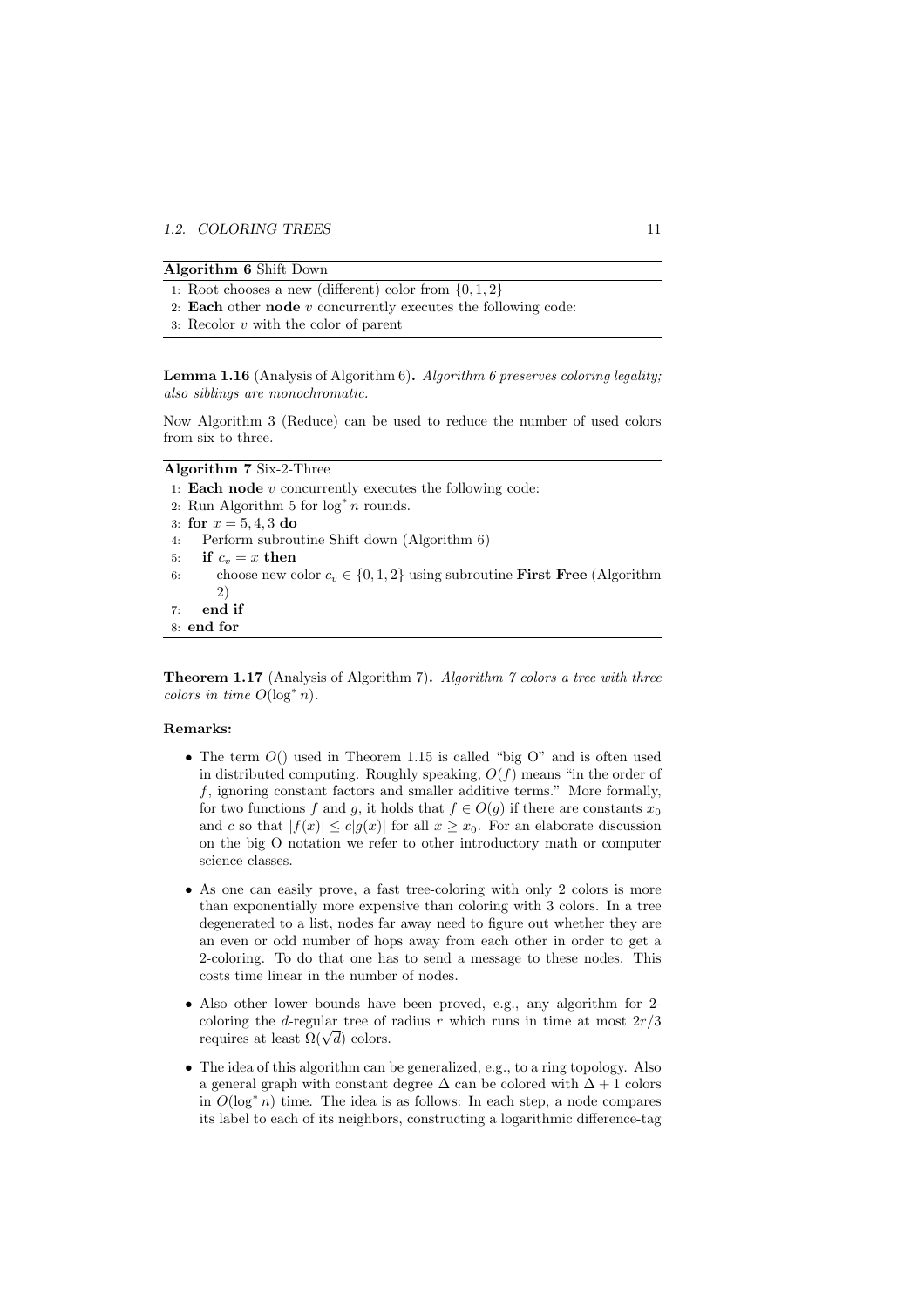**Algorithm 6** Shift Down

```
1: Root chooses a new (different) color from {0, 1, 2}
2: Each other node v concurrently executes the following code:
3: Recolor v with the color of parent
```

**Lemma 1.16** (Analysis of Algorithm 6)**.** *Algorithm 6 preserves coloring legality; also siblings are monochromatic.*

Now Algorithm 3 (Reduce) can be used to reduce the number of used colors from six to three.

**Algorithm 7** Six-2-Three

```
1: Each node v concurrently executes the following code:
2: Run Algorithm 5 for log* n rounds.
3: for x = 5, 4, 3 do
4:    Perform subroutine Shift down (Algorithm 6)
5:    if c_v = x then
6:       choose new color c_v ∈ {0, 1, 2} using subroutine First Free (Algorithm
         2)
7:    end if
8: end for
```

**Theorem 1.17** (Analysis of Algorithm 7)**.** *Algorithm 7 colors a tree with three colors in time $O(\log^* n)$.*

**Remarks:**

- The term $O()$ used in Theorem 1.15 is called "big O" and is often used in distributed computing. Roughly speaking, $O(f)$ means "in the order of $f$, ignoring constant factors and smaller additive terms." More formally, for two functions $f$ and $g$, it holds that $f \in O(g)$ if there are constants $x_0$ and $c$ so that $|f(x)| \leq c|g(x)|$ for all $x \geq x_0$. For an elaborate discussion on the big O notation we refer to other introductory math or computer science classes.
- As one can easily prove, a fast tree-coloring with only 2 colors is more than exponentially more expensive than coloring with 3 colors. In a tree degenerated to a list, nodes far away need to figure out whether they are an even or odd number of hops away from each other in order to get a 2-coloring. To do that one has to send a message to these nodes. This costs time linear in the number of nodes.
- Also other lower bounds have been proved, e.g., any algorithm for 2-coloring the $d$-regular tree of radius $r$ which runs in time at most $2r/3$ requires at least $\Omega(\sqrt{d})$ colors.
- The idea of this algorithm can be generalized, e.g., to a ring topology. Also a general graph with constant degree $\Delta$ can be colored with $\Delta + 1$ colors in $O(\log^* n)$ time. The idea is as follows: In each step, a node compares its label to each of its neighbors, constructing a logarithmic difference-tag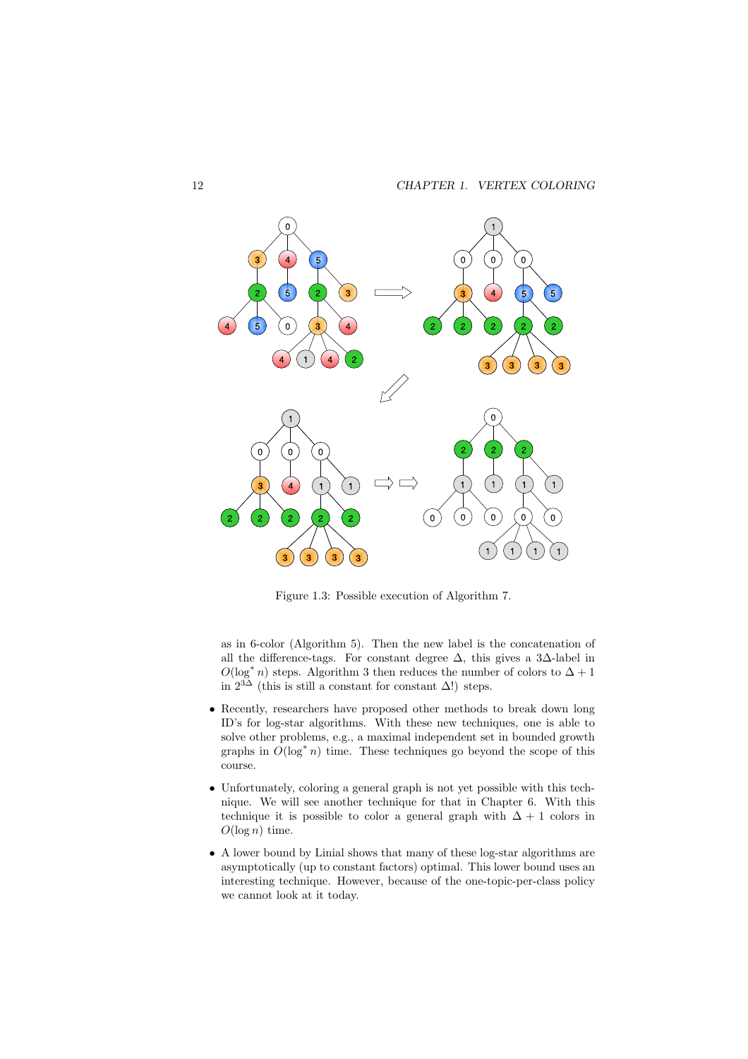Figure 1.3: Possible execution of Algorithm 7.

as in 6-color (Algorithm 5). Then the new label is the concatenation of all the difference-tags. For constant degree $\Delta$, this gives a $3\Delta$-label in $O(\log^* n)$ steps. Algorithm 3 then reduces the number of colors to $\Delta + 1$ in $2^{3\Delta}$ (this is still a constant for constant $\Delta$!) steps.

- Recently, researchers have proposed other methods to break down long ID's for log-star algorithms. With these new techniques, one is able to solve other problems, e.g., a maximal independent set in bounded growth graphs in $O(\log^* n)$ time. These techniques go beyond the scope of this course.
- Unfortunately, coloring a general graph is not yet possible with this technique. We will see another technique for that in Chapter 6. With this technique it is possible to color a general graph with $\Delta + 1$ colors in $O(\log n)$ time.
- A lower bound by Linial shows that many of these log-star algorithms are asymptotically (up to constant factors) optimal. This lower bound uses an interesting technique. However, because of the one-topic-per-class policy we cannot look at it today.